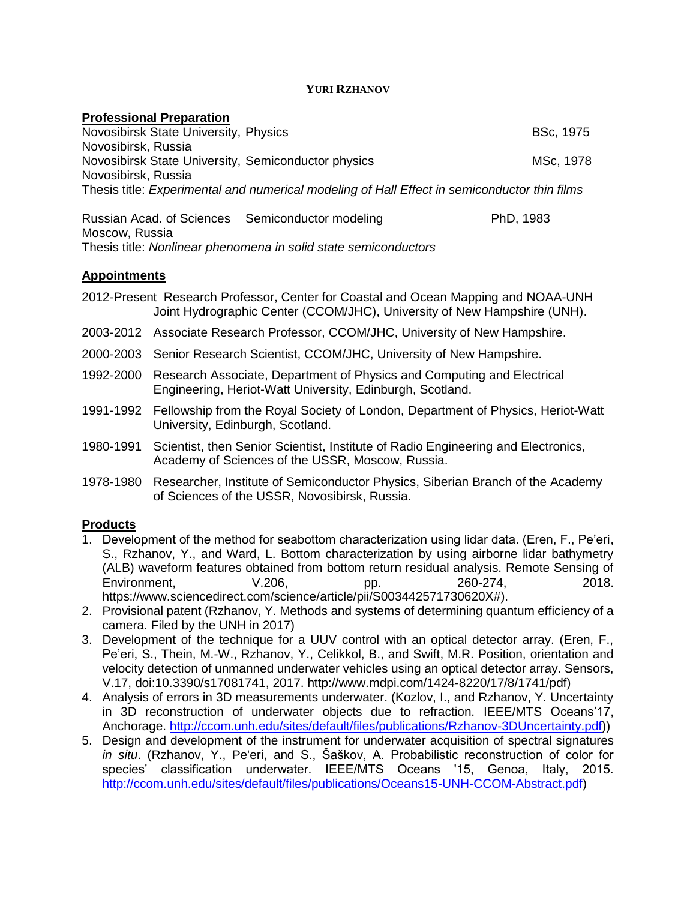# YURI RZHANOV

## Professional Preparation

Novosibirsk State University, Physics — BSc, 1975
Novosibirsk, Russia

Novosibirsk State University, Semiconductor physics — MSc, 1978
Novosibirsk, Russia
Thesis title: *Experimental and numerical modeling of Hall Effect in semiconductor thin films*

Russian Acad. of Sciences — Semiconductor modeling — PhD, 1983
Moscow, Russia
Thesis title: *Nonlinear phenomena in solid state semiconductors*

## Appointments

2012-Present Research Professor, Center for Coastal and Ocean Mapping and NOAA-UNH Joint Hydrographic Center (CCOM/JHC), University of New Hampshire (UNH).

2003-2012 Associate Research Professor, CCOM/JHC, University of New Hampshire.

2000-2003 Senior Research Scientist, CCOM/JHC, University of New Hampshire.

1992-2000 Research Associate, Department of Physics and Computing and Electrical Engineering, Heriot-Watt University, Edinburgh, Scotland.

1991-1992 Fellowship from the Royal Society of London, Department of Physics, Heriot-Watt University, Edinburgh, Scotland.

1980-1991 Scientist, then Senior Scientist, Institute of Radio Engineering and Electronics, Academy of Sciences of the USSR, Moscow, Russia.

1978-1980 Researcher, Institute of Semiconductor Physics, Siberian Branch of the Academy of Sciences of the USSR, Novosibirsk, Russia.

## Products

1. Development of the method for seabottom characterization using lidar data. (Eren, F., Pe'eri, S., Rzhanov, Y., and Ward, L. Bottom characterization by using airborne lidar bathymetry (ALB) waveform features obtained from bottom return residual analysis. Remote Sensing of Environment, V.206, pp. 260-274, 2018. https://www.sciencedirect.com/science/article/pii/S003442571730620X#).
2. Provisional patent (Rzhanov, Y. Methods and systems of determining quantum efficiency of a camera. Filed by the UNH in 2017)
3. Development of the technique for a UUV control with an optical detector array. (Eren, F., Pe'eri, S., Thein, M.-W., Rzhanov, Y., Celikkol, B., and Swift, M.R. Position, orientation and velocity detection of unmanned underwater vehicles using an optical detector array. Sensors, V.17, doi:10.3390/s17081741, 2017. http://www.mdpi.com/1424-8220/17/8/1741/pdf)
4. Analysis of errors in 3D measurements underwater. (Kozlov, I., and Rzhanov, Y. Uncertainty in 3D reconstruction of underwater objects due to refraction. IEEE/MTS Oceans'17, Anchorage. http://ccom.unh.edu/sites/default/files/publications/Rzhanov-3DUncertainty.pdf))
5. Design and development of the instrument for underwater acquisition of spectral signatures *in situ*. (Rzhanov, Y., Pe'eri, and S., Šaškov, A. Probabilistic reconstruction of color for species' classification underwater. IEEE/MTS Oceans '15, Genoa, Italy, 2015. http://ccom.unh.edu/sites/default/files/publications/Oceans15-UNH-CCOM-Abstract.pdf)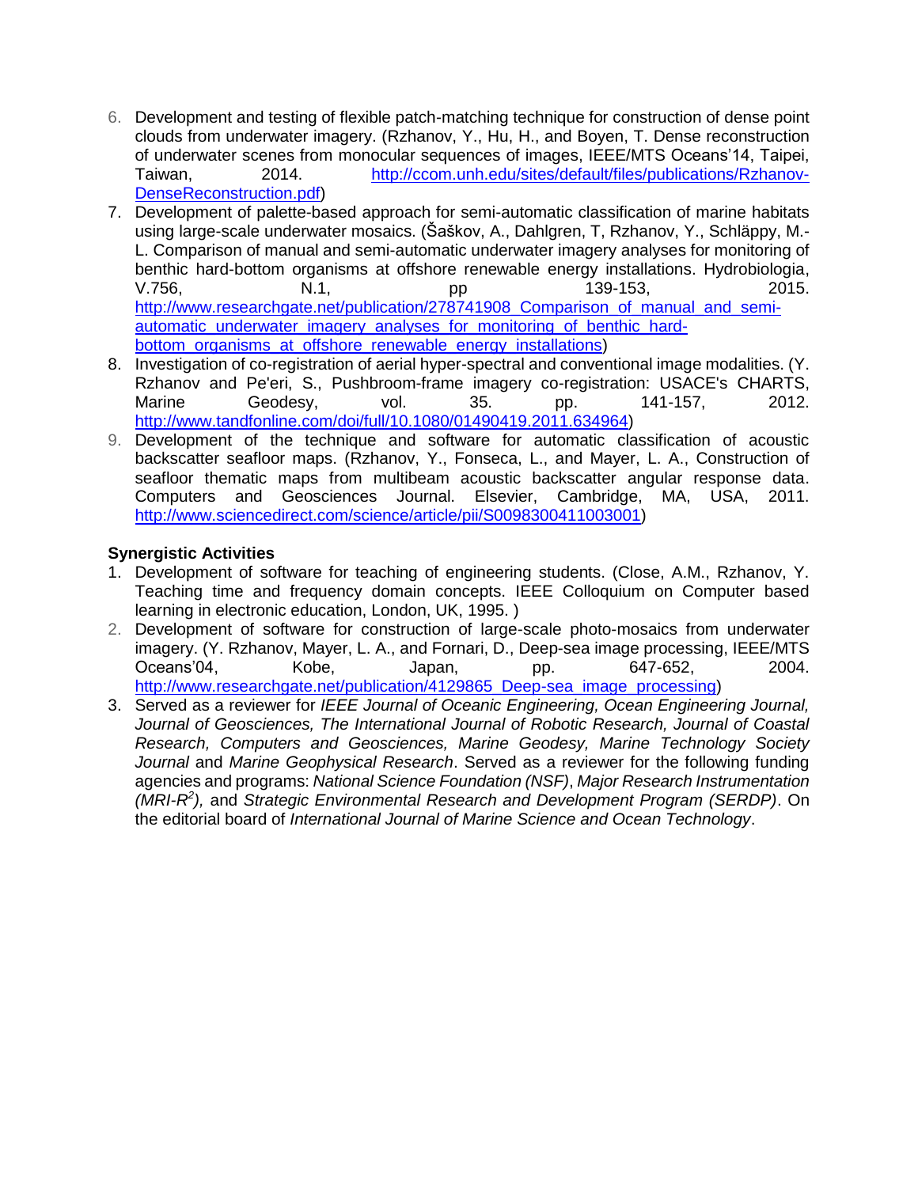6. Development and testing of flexible patch-matching technique for construction of dense point clouds from underwater imagery. (Rzhanov, Y., Hu, H., and Boyen, T. Dense reconstruction of underwater scenes from monocular sequences of images, IEEE/MTS Oceans'14, Taipei, Taiwan, 2014. http://ccom.unh.edu/sites/default/files/publications/Rzhanov-DenseReconstruction.pdf)
7. Development of palette-based approach for semi-automatic classification of marine habitats using large-scale underwater mosaics. (Šaškov, A., Dahlgren, T, Rzhanov, Y., Schläppy, M.-L. Comparison of manual and semi-automatic underwater imagery analyses for monitoring of benthic hard-bottom organisms at offshore renewable energy installations. Hydrobiologia, V.756, N.1, pp 139-153, 2015. http://www.researchgate.net/publication/278741908_Comparison_of_manual_and_semi-automatic_underwater_imagery_analyses_for_monitoring_of_benthic_hard-bottom_organisms_at_offshore_renewable_energy_installations)
8. Investigation of co-registration of aerial hyper-spectral and conventional image modalities. (Y. Rzhanov and Pe'eri, S., Pushbroom-frame imagery co-registration: USACE's CHARTS, Marine Geodesy, vol. 35. pp. 141-157, 2012. http://www.tandfonline.com/doi/full/10.1080/01490419.2011.634964)
9. Development of the technique and software for automatic classification of acoustic backscatter seafloor maps. (Rzhanov, Y., Fonseca, L., and Mayer, L. A., Construction of seafloor thematic maps from multibeam acoustic backscatter angular response data. Computers and Geosciences Journal. Elsevier, Cambridge, MA, USA, 2011. http://www.sciencedirect.com/science/article/pii/S0098300411003001)

**Synergistic Activities**

1. Development of software for teaching of engineering students. (Close, A.M., Rzhanov, Y. Teaching time and frequency domain concepts. IEEE Colloquium on Computer based learning in electronic education, London, UK, 1995. )
2. Development of software for construction of large-scale photo-mosaics from underwater imagery. (Y. Rzhanov, Mayer, L. A., and Fornari, D., Deep-sea image processing, IEEE/MTS Oceans'04, Kobe, Japan, pp. 647-652, 2004. http://www.researchgate.net/publication/4129865_Deep-sea_image_processing)
3. Served as a reviewer for *IEEE Journal of Oceanic Engineering, Ocean Engineering Journal, Journal of Geosciences, The International Journal of Robotic Research, Journal of Coastal Research, Computers and Geosciences, Marine Geodesy, Marine Technology Society Journal* and *Marine Geophysical Research*. Served as a reviewer for the following funding agencies and programs: *National Science Foundation (NSF)*, *Major Research Instrumentation (MRI-$R^2$),* and *Strategic Environmental Research and Development Program (SERDP)*. On the editorial board of *International Journal of Marine Science and Ocean Technology*.